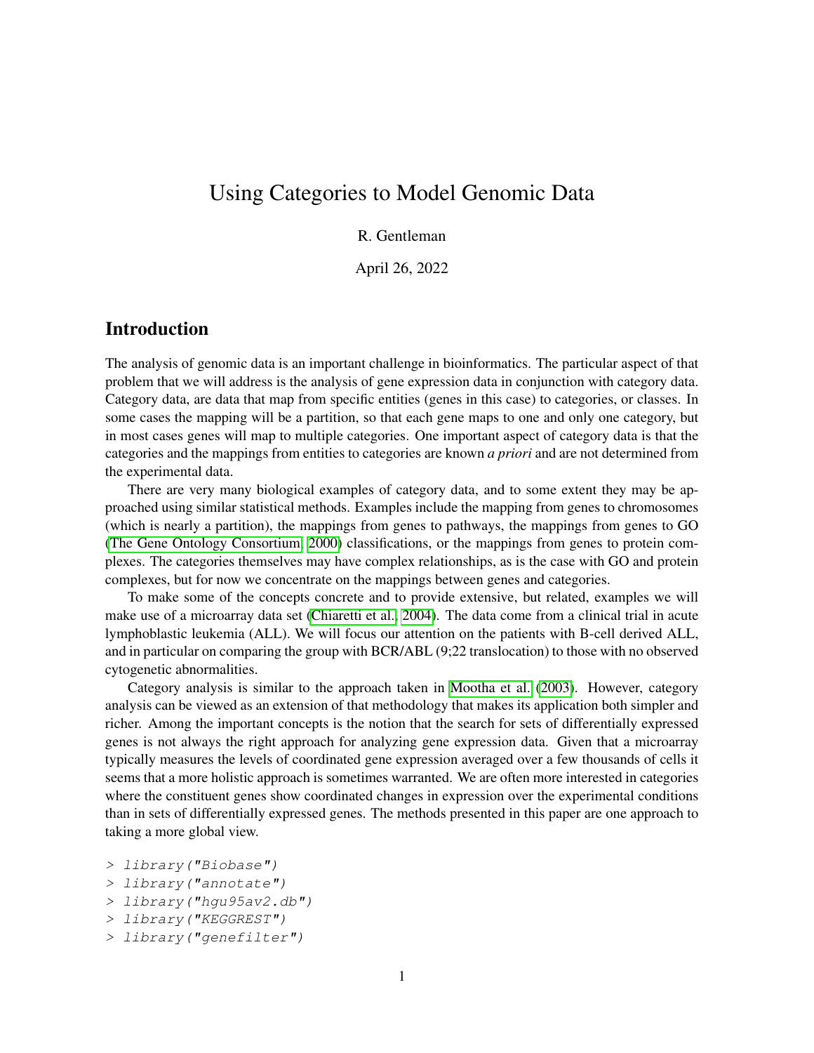# Using Categories to Model Genomic Data

R. Gentleman

April 26, 2022

## Introduction

The analysis of genomic data is an important challenge in bioinformatics. The particular aspect of that problem that we will address is the analysis of gene expression data in conjunction with category data. Category data, are data that map from specific entities (genes in this case) to categories, or classes. In some cases the mapping will be a partition, so that each gene maps to one and only one category, but in most cases genes will map to multiple categories. One important aspect of category data is that the categories and the mappings from entities to categories are known *a priori* and are not determined from the experimental data.

There are very many biological examples of category data, and to some extent they may be approached using similar statistical methods. Examples include the mapping from genes to chromosomes (which is nearly a partition), the mappings from genes to pathways, the mappings from genes to GO (The Gene Ontology Consortium, 2000) classifications, or the mappings from genes to protein complexes. The categories themselves may have complex relationships, as is the case with GO and protein complexes, but for now we concentrate on the mappings between genes and categories.

To make some of the concepts concrete and to provide extensive, but related, examples we will make use of a microarray data set (Chiaretti et al., 2004). The data come from a clinical trial in acute lymphoblastic leukemia (ALL). We will focus our attention on the patients with B-cell derived ALL, and in particular on comparing the group with BCR/ABL (9;22 translocation) to those with no observed cytogenetic abnormalities.

Category analysis is similar to the approach taken in Mootha et al. (2003). However, category analysis can be viewed as an extension of that methodology that makes its application both simpler and richer. Among the important concepts is the notion that the search for sets of differentially expressed genes is not always the right approach for analyzing gene expression data. Given that a microarray typically measures the levels of coordinated gene expression averaged over a few thousands of cells it seems that a more holistic approach is sometimes warranted. We are often more interested in categories where the constituent genes show coordinated changes in expression over the experimental conditions than in sets of differentially expressed genes. The methods presented in this paper are one approach to taking a more global view.

```
> library("Biobase")
> library("annotate")
> library("hgu95av2.db")
> library("KEGGREST")
> library("genefilter")
```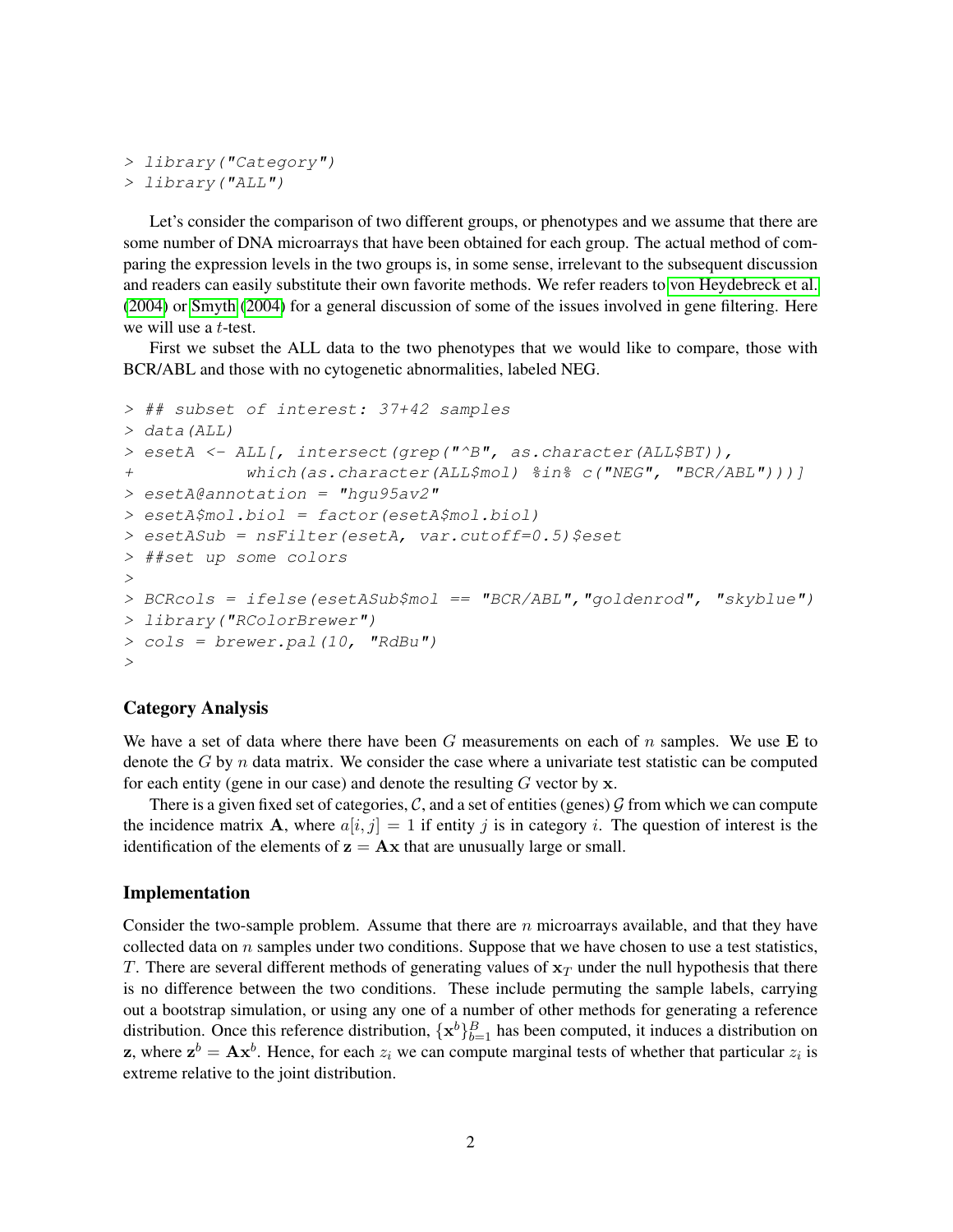```
> library("Category")
> library("ALL")
```

Let's consider the comparison of two different groups, or phenotypes and we assume that there are some number of DNA microarrays that have been obtained for each group. The actual method of comparing the expression levels in the two groups is, in some sense, irrelevant to the subsequent discussion and readers can easily substitute their own favorite methods. We refer readers to von Heydebreck et al. (2004) or Smyth (2004) for a general discussion of some of the issues involved in gene filtering. Here we will use a $t$-test.

First we subset the ALL data to the two phenotypes that we would like to compare, those with BCR/ABL and those with no cytogenetic abnormalities, labeled NEG.

```
> ## subset of interest: 37+42 samples
> data(ALL)
> esetA <- ALL[, intersect(grep("^B", as.character(ALL$BT)),
+            which(as.character(ALL$mol) %in% c("NEG", "BCR/ABL")))]
> esetA@annotation = "hgu95av2"
> esetA$mol.biol = factor(esetA$mol.biol)
> esetASub = nsFilter(esetA, var.cutoff=0.5)$eset
> ##set up some colors
>
> BCRcols = ifelse(esetASub$mol == "BCR/ABL","goldenrod", "skyblue")
> library("RColorBrewer")
> cols = brewer.pal(10, "RdBu")
>
```

### Category Analysis

We have a set of data where there have been $G$ measurements on each of $n$ samples. We use $\mathbf{E}$ to denote the $G$ by $n$ data matrix. We consider the case where a univariate test statistic can be computed for each entity (gene in our case) and denote the resulting $G$ vector by $\mathbf{x}$.

There is a given fixed set of categories, $\mathcal{C}$, and a set of entities (genes) $\mathcal{G}$ from which we can compute the incidence matrix $\mathbf{A}$, where $a[i, j] = 1$ if entity $j$ is in category $i$. The question of interest is the identification of the elements of $\mathbf{z} = \mathbf{A}\mathbf{x}$ that are unusually large or small.

### Implementation

Consider the two-sample problem. Assume that there are $n$ microarrays available, and that they have collected data on $n$ samples under two conditions. Suppose that we have chosen to use a test statistics, $T$. There are several different methods of generating values of $\mathbf{x}_T$ under the null hypothesis that there is no difference between the two conditions. These include permuting the sample labels, carrying out a bootstrap simulation, or using any one of a number of other methods for generating a reference distribution. Once this reference distribution, $\{\mathbf{x}^b\}_{b=1}^{B}$ has been computed, it induces a distribution on $\mathbf{z}$, where $\mathbf{z}^b = \mathbf{A}\mathbf{x}^b$. Hence, for each $z_i$ we can compute marginal tests of whether that particular $z_i$ is extreme relative to the joint distribution.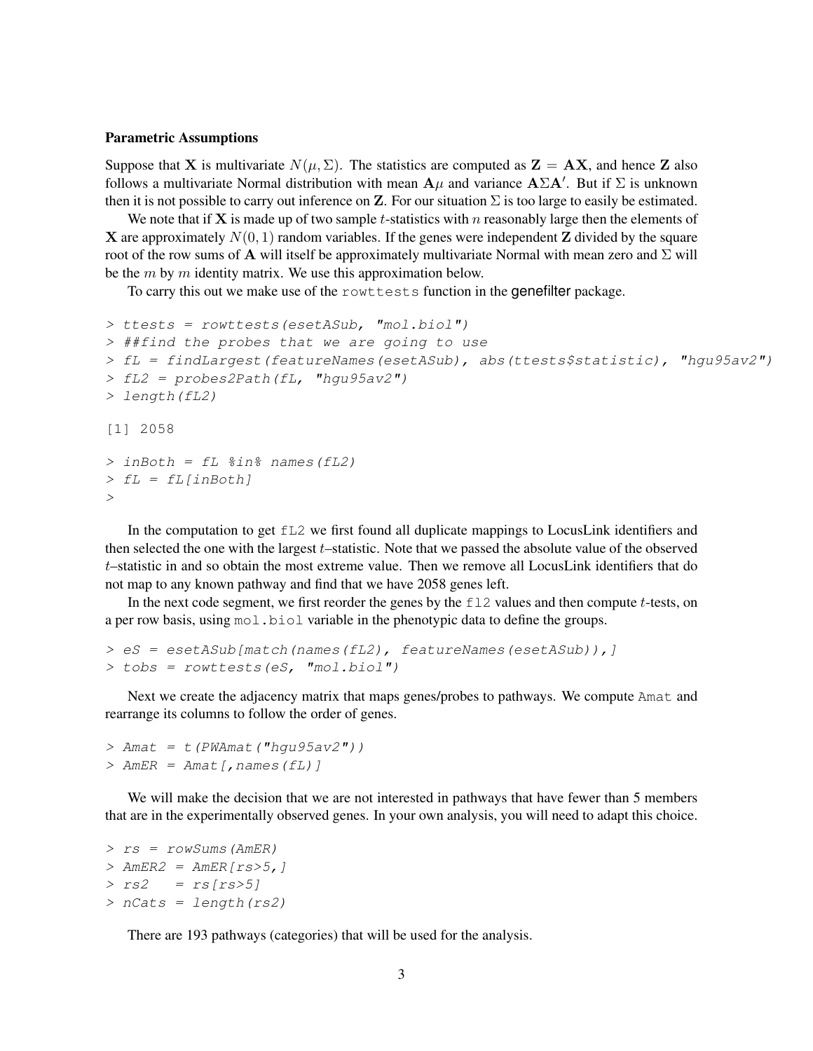**Parametric Assumptions**

Suppose that $\mathbf{X}$ is multivariate $N(\mu, \Sigma)$. The statistics are computed as $\mathbf{Z} = \mathbf{A}\mathbf{X}$, and hence $\mathbf{Z}$ also follows a multivariate Normal distribution with mean $\mathbf{A}\mu$ and variance $\mathbf{A}\Sigma\mathbf{A}'$. But if $\Sigma$ is unknown then it is not possible to carry out inference on $\mathbf{Z}$. For our situation $\Sigma$ is too large to easily be estimated.

We note that if $\mathbf{X}$ is made up of two sample $t$-statistics with $n$ reasonably large then the elements of $\mathbf{X}$ are approximately $N(0, 1)$ random variables. If the genes were independent $\mathbf{Z}$ divided by the square root of the row sums of $\mathbf{A}$ will itself be approximately multivariate Normal with mean zero and $\Sigma$ will be the $m$ by $m$ identity matrix. We use this approximation below.

To carry this out we make use of the `rowttests` function in the genefilter package.

```
> ttests = rowttests(esetASub, "mol.biol")
> ##find the probes that we are going to use
> fL = findLargest(featureNames(esetASub), abs(ttests$statistic), "hgu95av2")
> fL2 = probes2Path(fL, "hgu95av2")
> length(fL2)

[1] 2058

> inBoth = fL %in% names(fL2)
> fL = fL[inBoth]
>
```

In the computation to get `fL2` we first found all duplicate mappings to LocusLink identifiers and then selected the one with the largest $t$–statistic. Note that we passed the absolute value of the observed $t$–statistic in and so obtain the most extreme value. Then we remove all LocusLink identifiers that do not map to any known pathway and find that we have 2058 genes left.

In the next code segment, we first reorder the genes by the `fl2` values and then compute $t$-tests, on a per row basis, using `mol.biol` variable in the phenotypic data to define the groups.

```
> eS = esetASub[match(names(fL2), featureNames(esetASub)),]
> tobs = rowttests(eS, "mol.biol")
```

Next we create the adjacency matrix that maps genes/probes to pathways. We compute `Amat` and rearrange its columns to follow the order of genes.

```
> Amat = t(PWAmat("hgu95av2"))
> AmER = Amat[,names(fL)]
```

We will make the decision that we are not interested in pathways that have fewer than 5 members that are in the experimentally observed genes. In your own analysis, you will need to adapt this choice.

```
> rs = rowSums(AmER)
> AmER2 = AmER[rs>5,]
> rs2   = rs[rs>5]
> nCats = length(rs2)
```

There are 193 pathways (categories) that will be used for the analysis.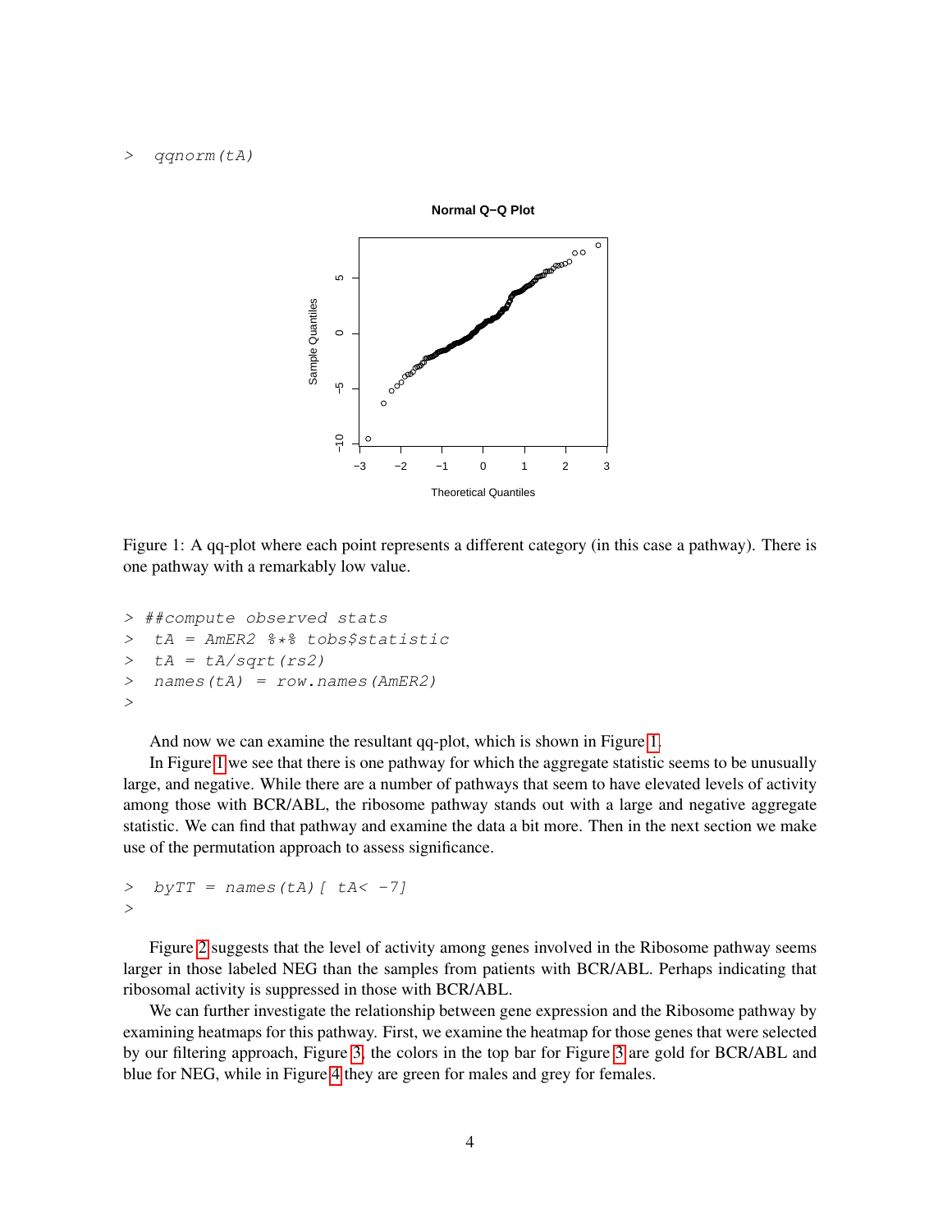```
> qqnorm(tA)
```

Normal Q−Q Plot

Sample Quantiles

Theoretical Quantiles

−10
−5
0
5

−3
−2
−1
0
1
2
3

Figure 1: A qq-plot where each point represents a different category (in this case a pathway). There is one pathway with a remarkably low value.

```
> ##compute observed stats
>  tA = AmER2 %*% tobs$statistic
>  tA = tA/sqrt(rs2)
>  names(tA) = row.names(AmER2)
>
```

And now we can examine the resultant qq-plot, which is shown in Figure 1.

In Figure 1 we see that there is one pathway for which the aggregate statistic seems to be unusually large, and negative. While there are a number of pathways that seem to have elevated levels of activity among those with BCR/ABL, the ribosome pathway stands out with a large and negative aggregate statistic. We can find that pathway and examine the data a bit more. Then in the next section we make use of the permutation approach to assess significance.

```
>  byTT = names(tA)[ tA< -7]
>
```

Figure 2 suggests that the level of activity among genes involved in the Ribosome pathway seems larger in those labeled NEG than the samples from patients with BCR/ABL. Perhaps indicating that ribosomal activity is suppressed in those with BCR/ABL.

We can further investigate the relationship between gene expression and the Ribosome pathway by examining heatmaps for this pathway. First, we examine the heatmap for those genes that were selected by our filtering approach, Figure 3, the colors in the top bar for Figure 3 are gold for BCR/ABL and blue for NEG, while in Figure 4 they are green for males and grey for females.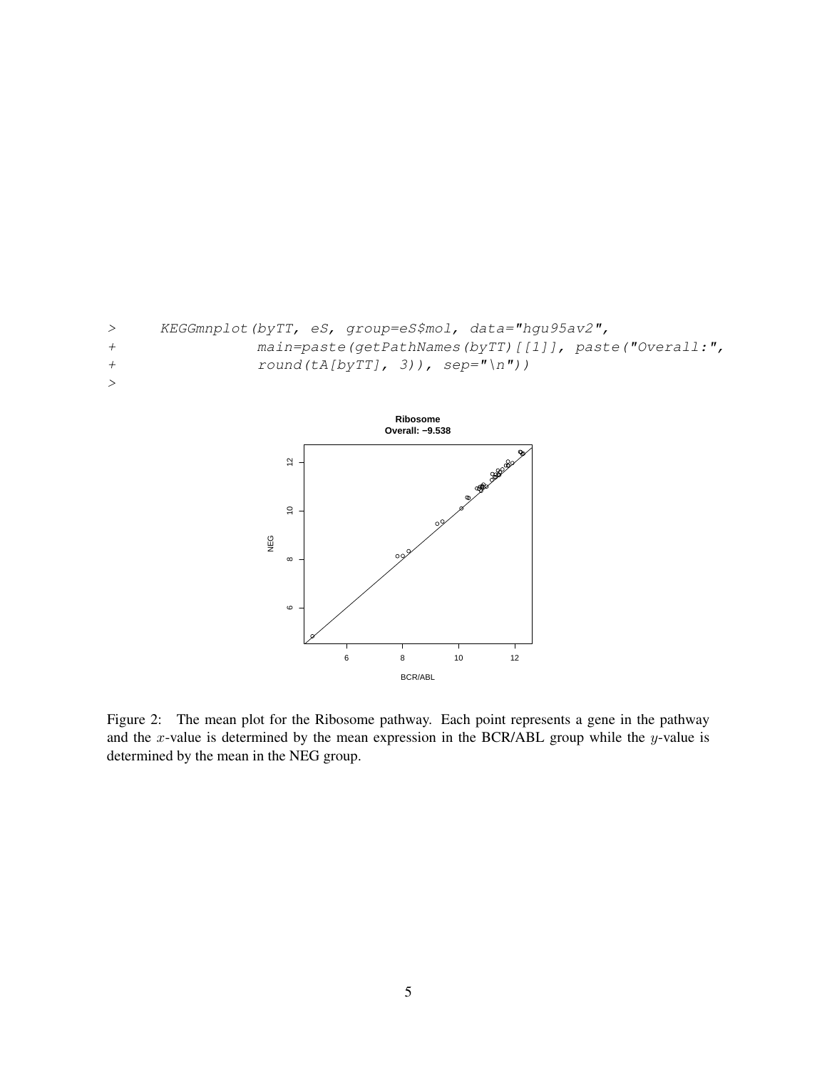```
>     KEGGmnplot(byTT, eS, group=eS$mol, data="hgu95av2",
+               main=paste(getPathNames(byTT)[[1]], paste("Overall:",
+               round(tA[byTT], 3)), sep="\n"))
>
```

Ribosome
Overall: −9.538

NEG

BCR/ABL

6
8
10
12

6
8
10
12

Figure 2: The mean plot for the Ribosome pathway. Each point represents a gene in the pathway and the $x$-value is determined by the mean expression in the BCR/ABL group while the $y$-value is determined by the mean in the NEG group.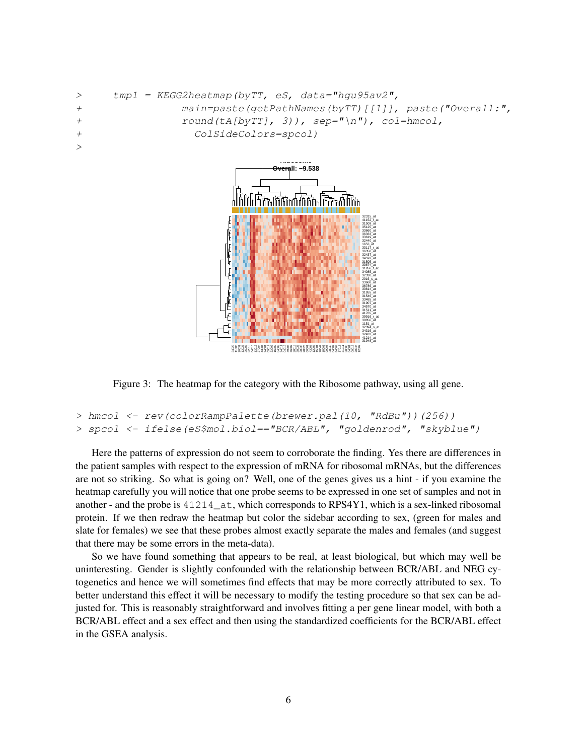```
>      tmp1 = KEGG2heatmap(byTT, eS, data="hgu95av2",
+                main=paste(getPathNames(byTT)[[1]], paste("Overall:",
+                round(tA[byTT], 3)), sep="\n"), col=hmcol,
+                  ColSideColors=spcol)
>
```

Overall: −9.538

Figure 3: The heatmap for the category with the Ribosome pathway, using all gene.

```
> hmcol <- rev(colorRampPalette(brewer.pal(10, "RdBu"))(256))
> spcol <- ifelse(eS$mol.biol=="BCR/ABL", "goldenrod", "skyblue")
```

Here the patterns of expression do not seem to corroborate the finding. Yes there are differences in the patient samples with respect to the expression of mRNA for ribosomal mRNAs, but the differences are not so striking. So what is going on? Well, one of the genes gives us a hint - if you examine the heatmap carefully you will notice that one probe seems to be expressed in one set of samples and not in another - and the probe is 41214_at, which corresponds to RPS4Y1, which is a sex-linked ribosomal protein. If we then redraw the heatmap but color the sidebar according to sex, (green for males and slate for females) we see that these probes almost exactly separate the males and females (and suggest that there may be some errors in the meta-data).

So we have found something that appears to be real, at least biological, but which may well be uninteresting. Gender is slightly confounded with the relationship between BCR/ABL and NEG cytogenetics and hence we will sometimes find effects that may be more correctly attributed to sex. To better understand this effect it will be necessary to modify the testing procedure so that sex can be adjusted for. This is reasonably straightforward and involves fitting a per gene linear model, with both a BCR/ABL effect and a sex effect and then using the standardized coefficients for the BCR/ABL effect in the GSEA analysis.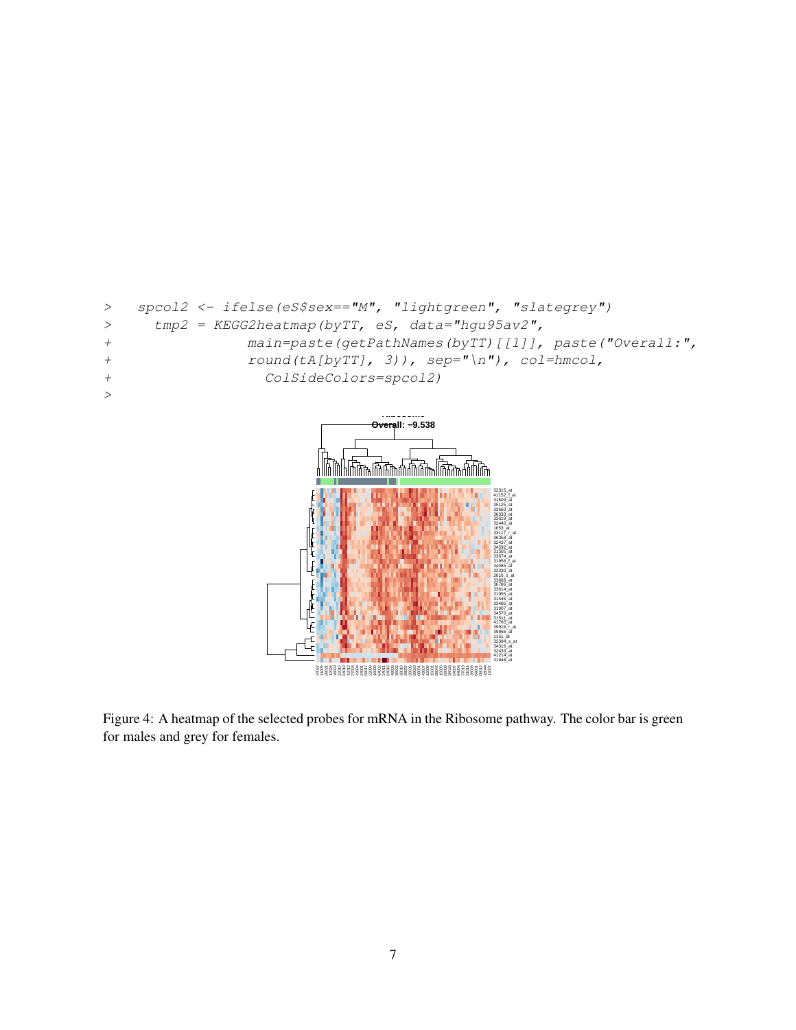```
> spcol2 <- ifelse(eS$sex=="M", "lightgreen", "slategrey")
>   tmp2 = KEGG2heatmap(byTT, eS, data="hgu95av2",
+              main=paste(getPathNames(byTT)[[1]], paste("Overall:",
+              round(tA[byTT], 3)), sep="\n"), col=hmcol,
+                ColSideColors=spcol2)
>
```

Overall: −9.538

32315_at
41152_f_at
31509_at
35125_at
33660_at
36333_at
33619_at
32440_at
1653_at
33117_r_at
36358_at
32437_at
34592_at
31505_at
33674_at
31956_f_at
34085_at
32330_at
2016_s_at
33668_at
36786_at
33614_at
31955_at
31546_at
33485_at
31907_at
34570_at
31511_at
41765_at
39916_r_at
39856_at
1151_at
32394_s_at
34316_at
32433_at
41214_at
31948_at

Figure 4: A heatmap of the selected probes for mRNA in the Ribosome pathway. The color bar is green for males and grey for females.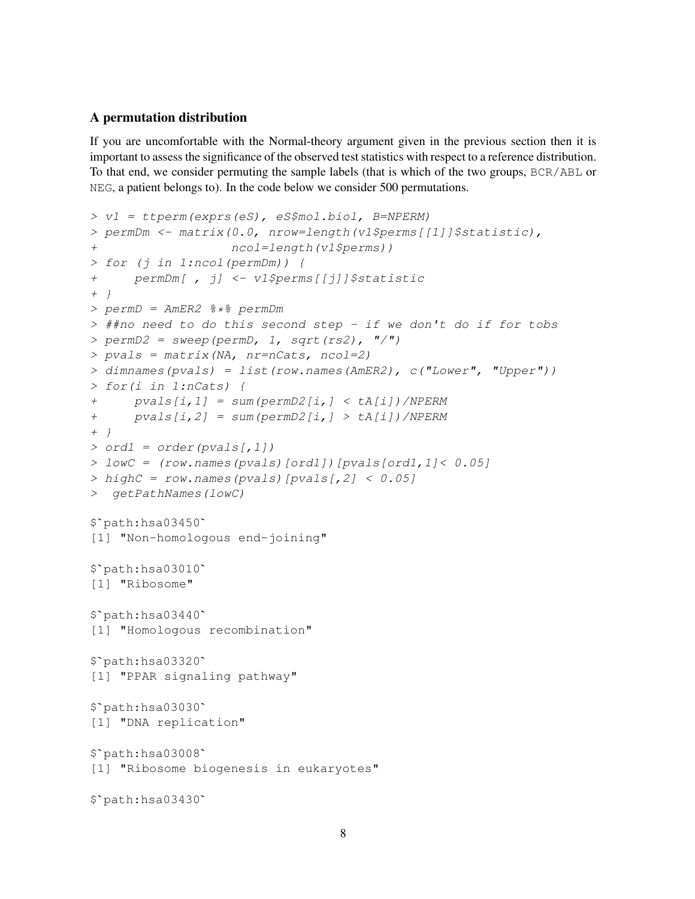### A permutation distribution

If you are uncomfortable with the Normal-theory argument given in the previous section then it is important to assess the significance of the observed test statistics with respect to a reference distribution. To that end, we consider permuting the sample labels (that is which of the two groups, BCR/ABL or NEG, a patient belongs to). In the code below we consider 500 permutations.

```
> v1 = ttperm(exprs(eS), eS$mol.biol, B=NPERM)
> permDm <- matrix(0.0, nrow=length(v1$perms[[1]]$statistic),
+                  ncol=length(v1$perms))
> for (j in 1:ncol(permDm)) {
+     permDm[ , j] <- v1$perms[[j]]$statistic
+ }
> permD = AmER2 %*% permDm
> ##no need to do this second step - if we don't do if for tobs
> permD2 = sweep(permD, 1, sqrt(rs2), "/")
> pvals = matrix(NA, nr=nCats, ncol=2)
> dimnames(pvals) = list(row.names(AmER2), c("Lower", "Upper"))
> for(i in 1:nCats) {
+     pvals[i,1] = sum(permD2[i,] < tA[i])/NPERM
+     pvals[i,2] = sum(permD2[i,] > tA[i])/NPERM
+ }
> ord1 = order(pvals[,1])
> lowC = (row.names(pvals)[ord1])[pvals[ord1,1]< 0.05]
> highC = row.names(pvals)[pvals[,2] < 0.05]
>  getPathNames(lowC)

$`path:hsa03450`
[1] "Non-homologous end-joining"

$`path:hsa03010`
[1] "Ribosome"

$`path:hsa03440`
[1] "Homologous recombination"

$`path:hsa03320`
[1] "PPAR signaling pathway"

$`path:hsa03030`
[1] "DNA replication"

$`path:hsa03008`
[1] "Ribosome biogenesis in eukaryotes"

$`path:hsa03430`
```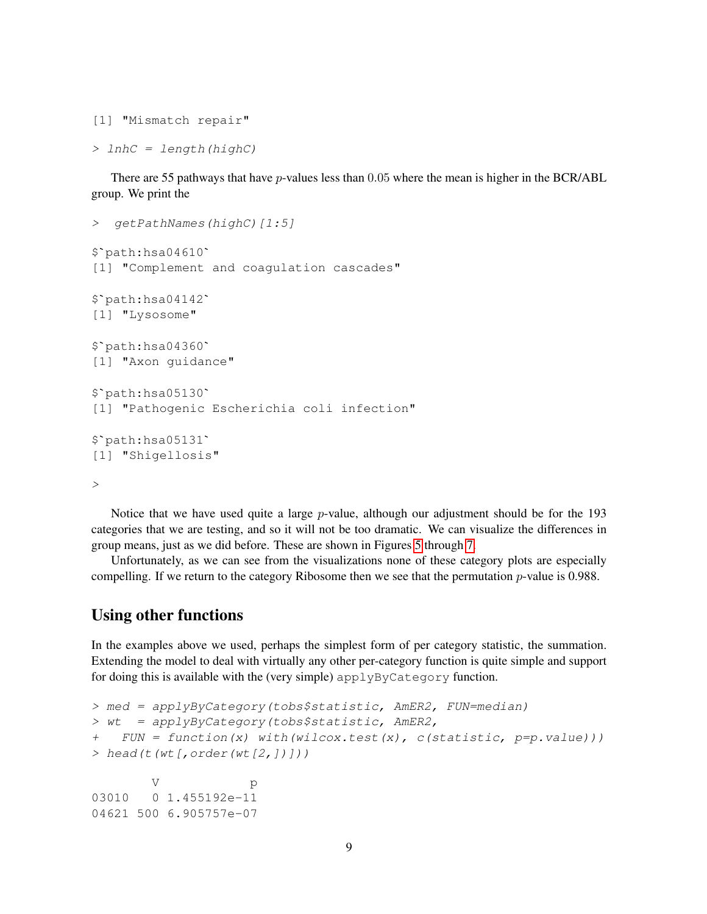```
[1] "Mismatch repair"

> lnhC = length(highC)
```

There are 55 pathways that have $p$-values less than $0.05$ where the mean is higher in the BCR/ABL group. We print the

```
>  getPathNames(highC)[1:5]

$`path:hsa04610`
[1] "Complement and coagulation cascades"

$`path:hsa04142`
[1] "Lysosome"

$`path:hsa04360`
[1] "Axon guidance"

$`path:hsa05130`
[1] "Pathogenic Escherichia coli infection"

$`path:hsa05131`
[1] "Shigellosis"

>
```

Notice that we have used quite a large $p$-value, although our adjustment should be for the 193 categories that we are testing, and so it will not be too dramatic. We can visualize the differences in group means, just as we did before. These are shown in Figures 5 through 7.

Unfortunately, as we can see from the visualizations none of these category plots are especially compelling. If we return to the category Ribosome then we see that the permutation $p$-value is 0.988.

## Using other functions

In the examples above we used, perhaps the simplest form of per category statistic, the summation. Extending the model to deal with virtually any other per-category function is quite simple and support for doing this is available with the (very simple) `applyByCategory` function.

```
> med = applyByCategory(tobs$statistic, AmER2, FUN=median)
> wt  = applyByCategory(tobs$statistic, AmER2,
+   FUN = function(x) with(wilcox.test(x), c(statistic, p=p.value)))
> head(t(wt[,order(wt[2,])]))

        V            p
03010   0 1.455192e-11
04621 500 6.905757e-07
```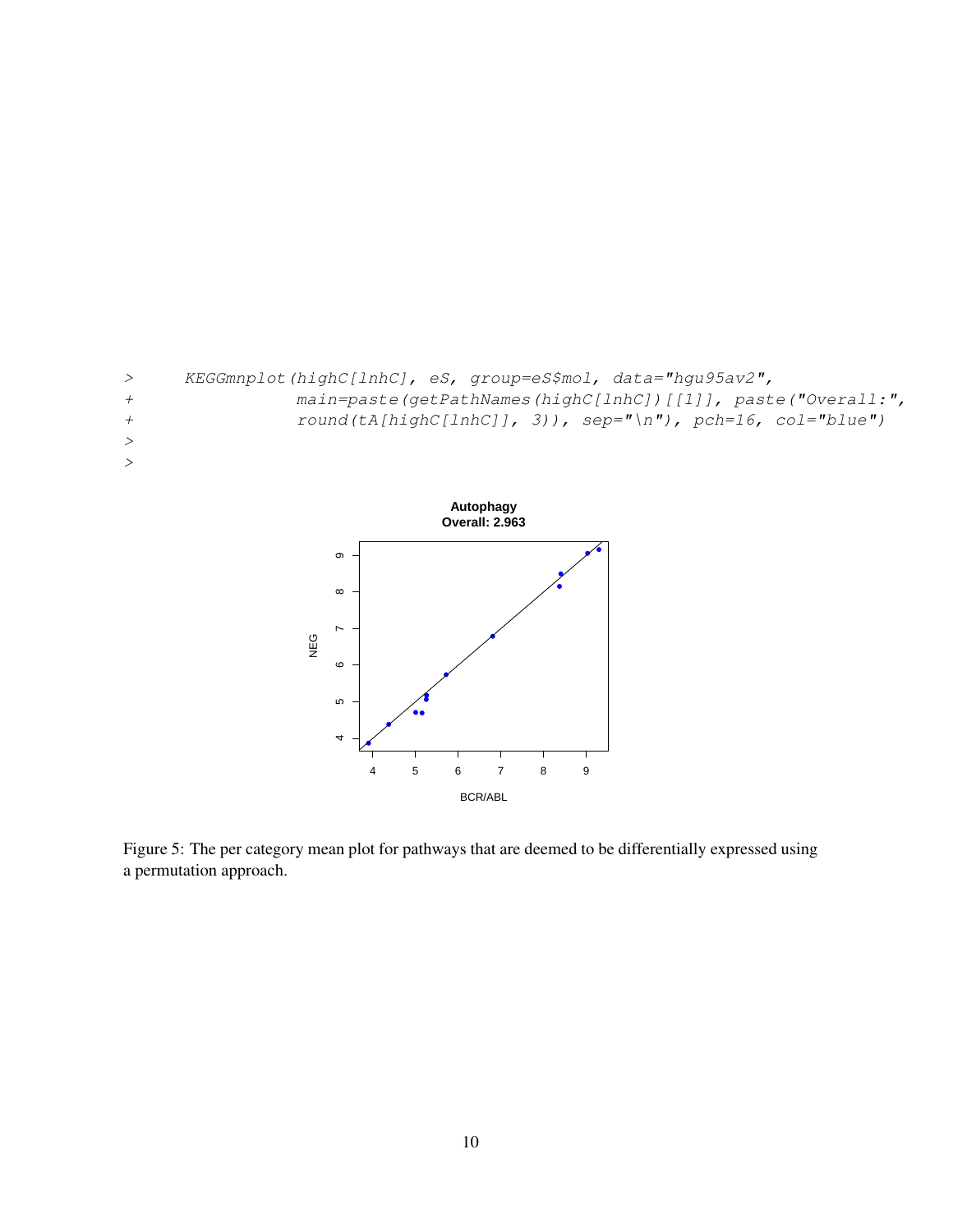```
>     KEGGmnplot(highC[lnhC], eS, group=eS$mol, data="hgu95av2",
+               main=paste(getPathNames(highC[lnhC])[[1]], paste("Overall:",
+               round(tA[highC[lnhC]], 3)), sep="\n"), pch=16, col="blue")
>
>
```

Autophagy
Overall: 2.963

NEG

BCR/ABL

4
5
6
7
8
9

Figure 5: The per category mean plot for pathways that are deemed to be differentially expressed using a permutation approach.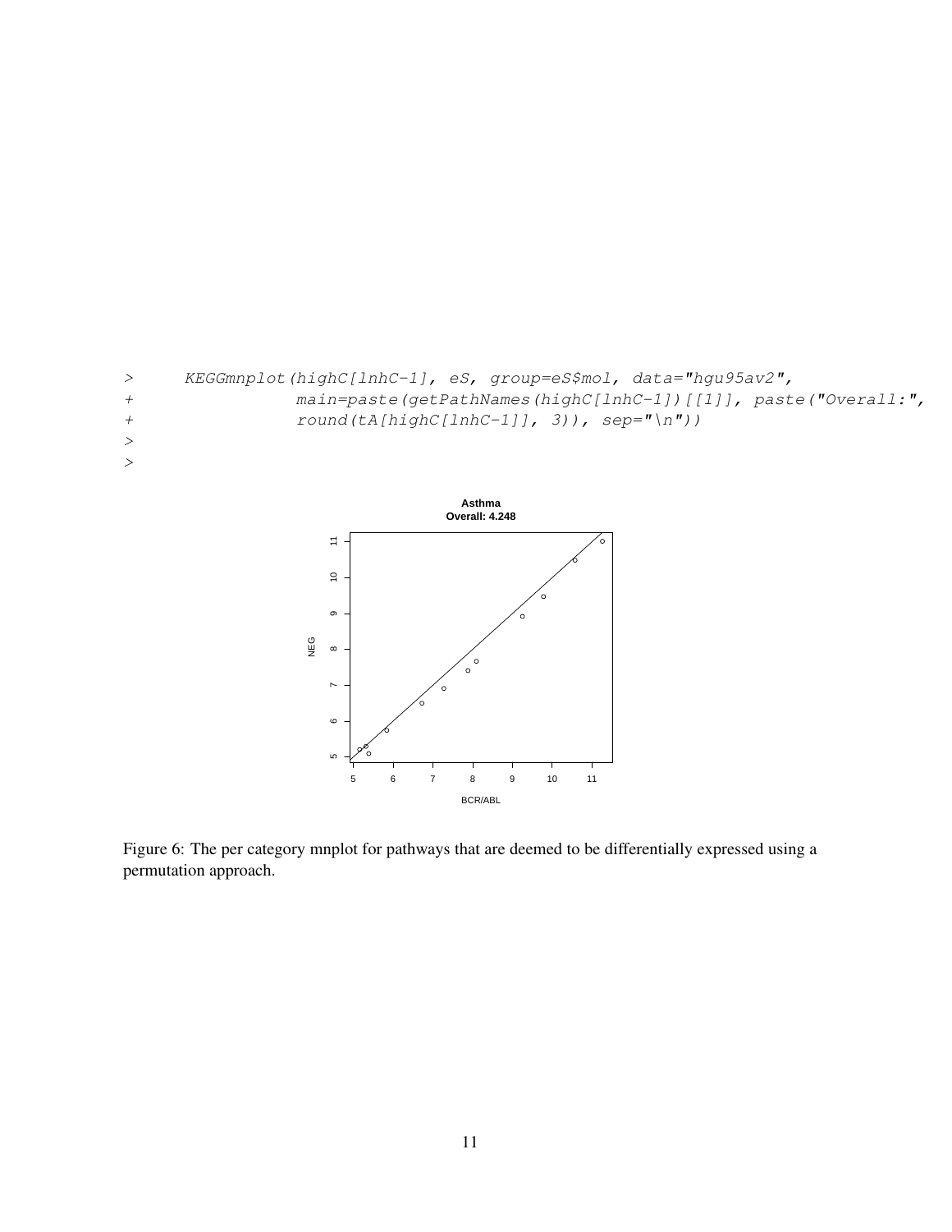```
>       KEGGmnplot(highC[lnhC-1], eS, group=eS$mol, data="hgu95av2",
+                main=paste(getPathNames(highC[lnhC-1])[[1]], paste("Overall:",
+                round(tA[highC[lnhC-1]], 3)), sep="\n"))
>
>
```

Asthma
Overall: 4.248

NEG

BCR/ABL

5 6 7 8 9 10 11

Figure 6: The per category mnplot for pathways that are deemed to be differentially expressed using a permutation approach.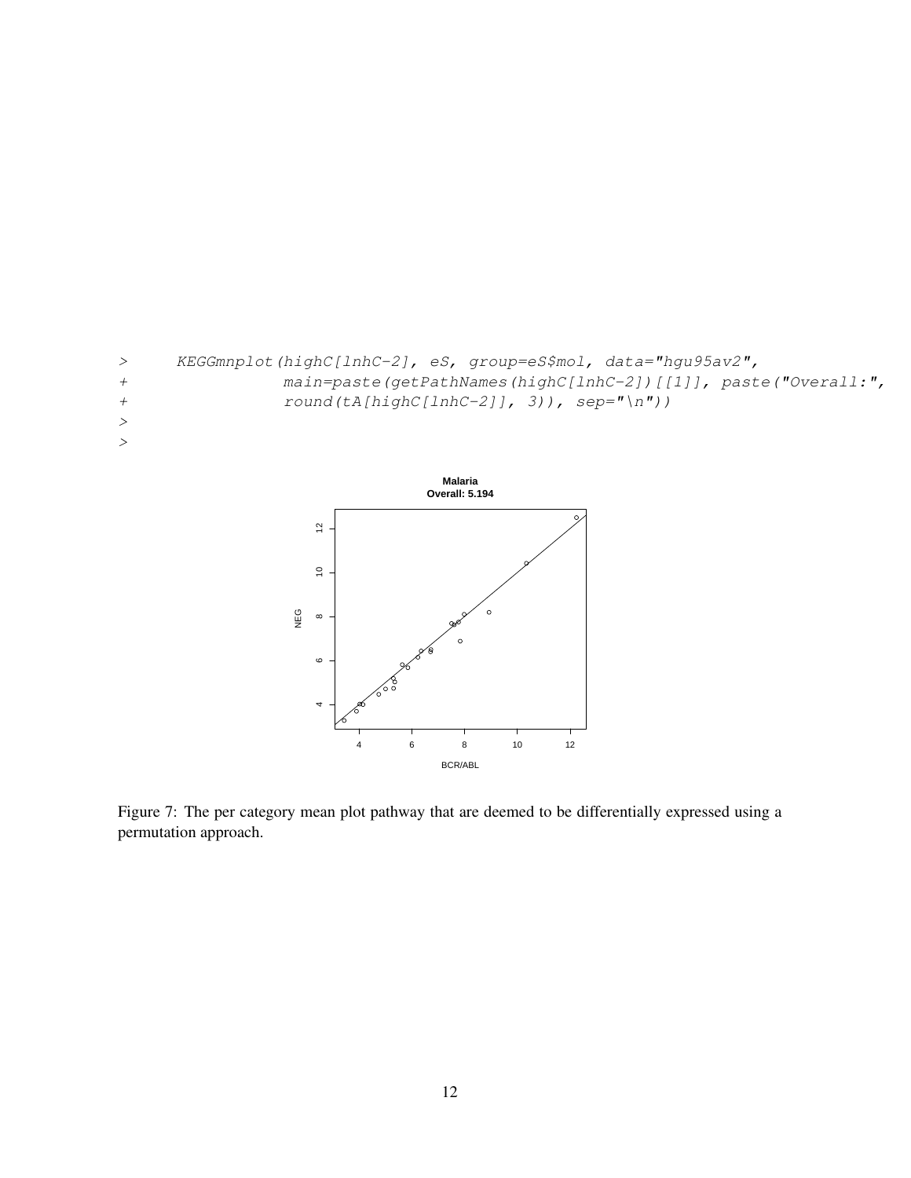```
>     KEGGmnplot(highC[lnhC-2], eS, group=eS$mol, data="hgu95av2",
+               main=paste(getPathNames(highC[lnhC-2])[[1]], paste("Overall:",
+               round(tA[highC[lnhC-2]], 3)), sep="\n"))
>
>
```

Malaria
Overall: 5.194

NEG

BCR/ABL

4 6 8 10 12

Figure 7: The per category mean plot pathway that are deemed to be differentially expressed using a permutation approach.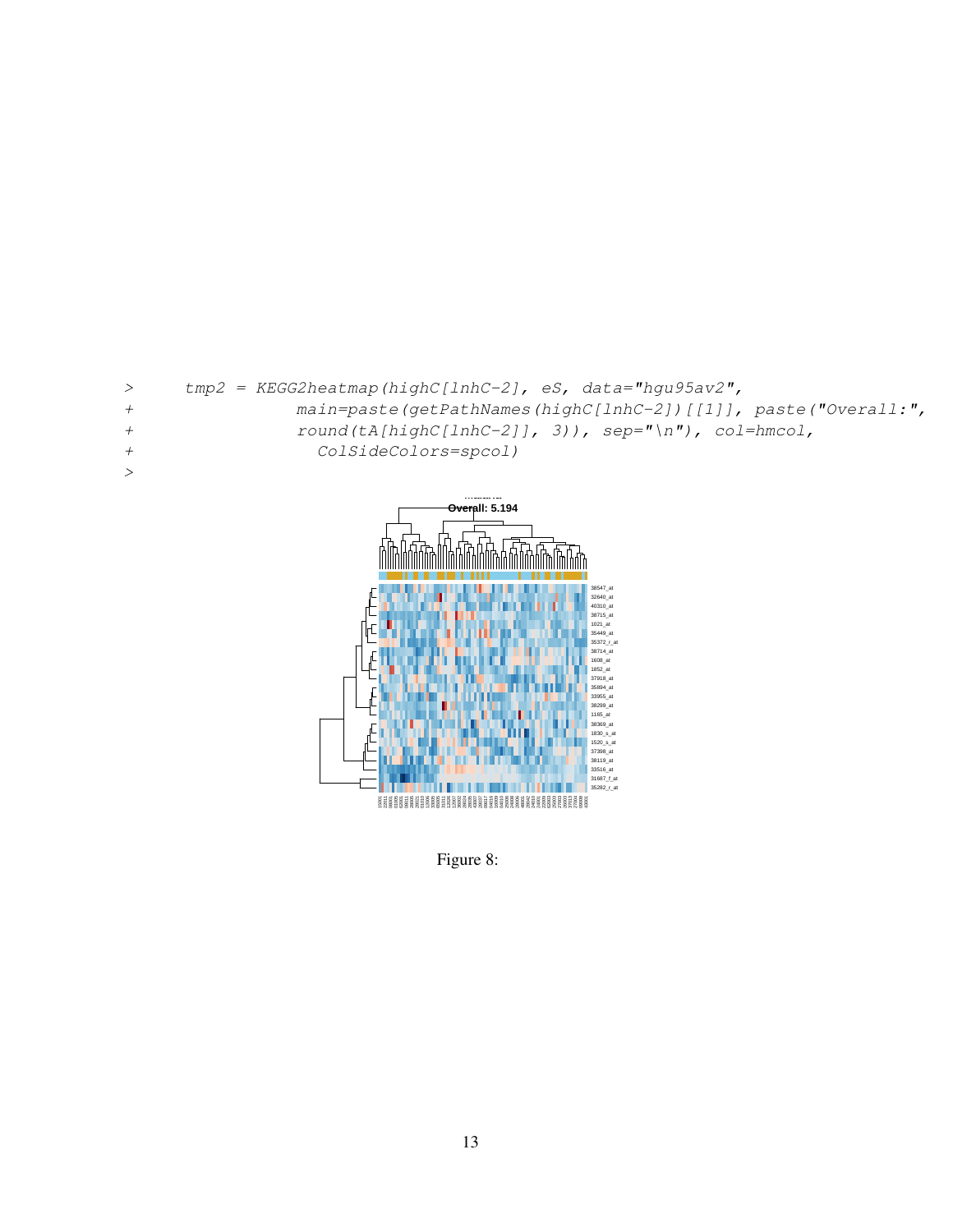```
>     tmp2 = KEGG2heatmap(highC[lnhC-2], eS, data="hgu95av2",
+              main=paste(getPathNames(highC[lnhC-2])[[1]], paste("Overall:",
+              round(tA[highC[lnhC-2]], 3)), sep="\n"), col=hmcol,
+                ColSideColors=spcol)
>
```

Overall: 5.194

38547_at
32640_at
40310_at
38715_at
1021_at
35449_at
35372_r_at
38714_at
1608_at
1852_at
37918_at
35894_at
33955_at
38299_at
1165_at
38369_at
1830_s_at
1520_s_at
37398_at
38119_at
33516_at
31687_f_at
35282_r_at

Figure 8: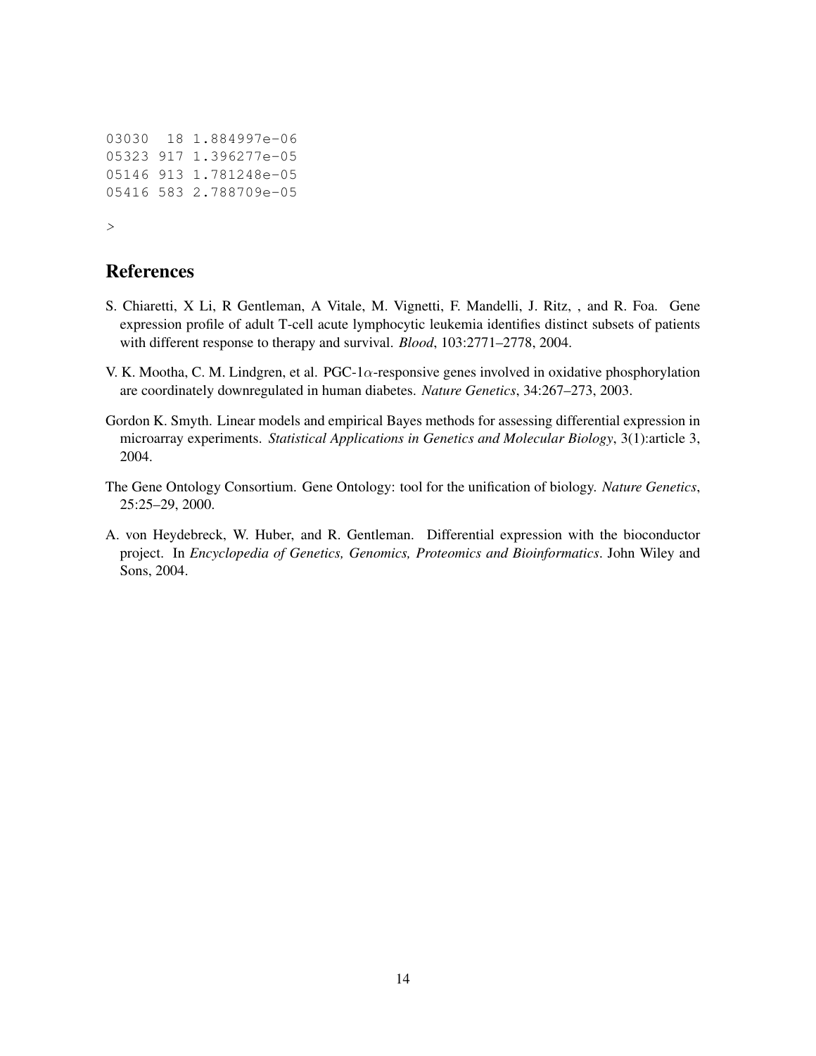```
03030  18 1.884997e-06
05323 917 1.396277e-05
05146 913 1.781248e-05
05416 583 2.788709e-05

>
```

## References

S. Chiaretti, X Li, R Gentleman, A Vitale, M. Vignetti, F. Mandelli, J. Ritz, , and R. Foa. Gene expression profile of adult T-cell acute lymphocytic leukemia identifies distinct subsets of patients with different response to therapy and survival. *Blood*, 103:2771–2778, 2004.

V. K. Mootha, C. M. Lindgren, et al. PGC-1$\alpha$-responsive genes involved in oxidative phosphorylation are coordinately downregulated in human diabetes. *Nature Genetics*, 34:267–273, 2003.

Gordon K. Smyth. Linear models and empirical Bayes methods for assessing differential expression in microarray experiments. *Statistical Applications in Genetics and Molecular Biology*, 3(1):article 3, 2004.

The Gene Ontology Consortium. Gene Ontology: tool for the unification of biology. *Nature Genetics*, 25:25–29, 2000.

A. von Heydebreck, W. Huber, and R. Gentleman. Differential expression with the bioconductor project. In *Encyclopedia of Genetics, Genomics, Proteomics and Bioinformatics*. John Wiley and Sons, 2004.